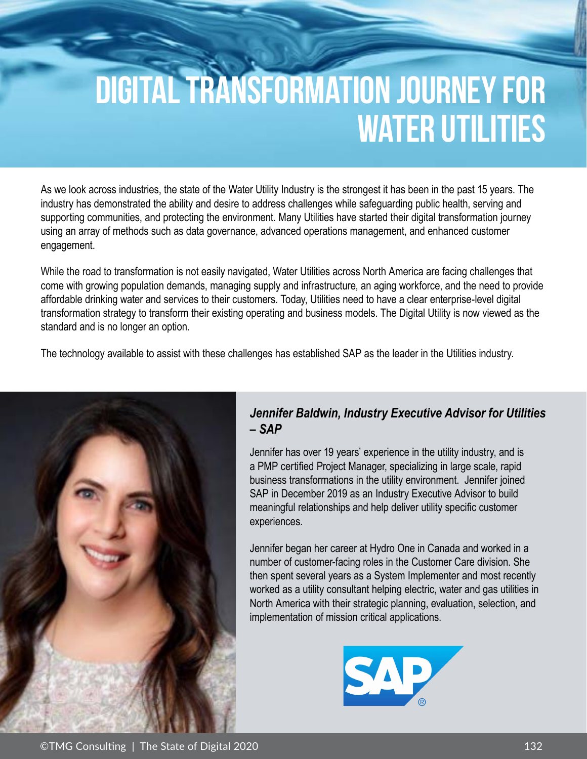# DIGITAL TRANSFORMATION JOURNEY FOR WATER UTILITIES

As we look across industries, the state of the Water Utility Industry is the strongest it has been in the past 15 years. The industry has demonstrated the ability and desire to address challenges while safeguarding public health, serving and supporting communities, and protecting the environment. Many Utilities have started their digital transformation journey using an array of methods such as data governance, advanced operations management, and enhanced customer engagement.

While the road to transformation is not easily navigated, Water Utilities across North America are facing challenges that come with growing population demands, managing supply and infrastructure, an aging workforce, and the need to provide affordable drinking water and services to their customers. Today, Utilities need to have a clear enterprise-level digital transformation strategy to transform their existing operating and business models. The Digital Utility is now viewed as the standard and is no longer an option.

The technology available to assist with these challenges has established SAP as the leader in the Utilities industry.

***Jennifer Baldwin, Industry Executive Advisor for Utilities – SAP***

Jennifer has over 19 years' experience in the utility industry, and is a PMP certified Project Manager, specializing in large scale, rapid business transformations in the utility environment. Jennifer joined SAP in December 2019 as an Industry Executive Advisor to build meaningful relationships and help deliver utility specific customer experiences.

Jennifer began her career at Hydro One in Canada and worked in a number of customer-facing roles in the Customer Care division. She then spent several years as a System Implementer and most recently worked as a utility consultant helping electric, water and gas utilities in North America with their strategic planning, evaluation, selection, and implementation of mission critical applications.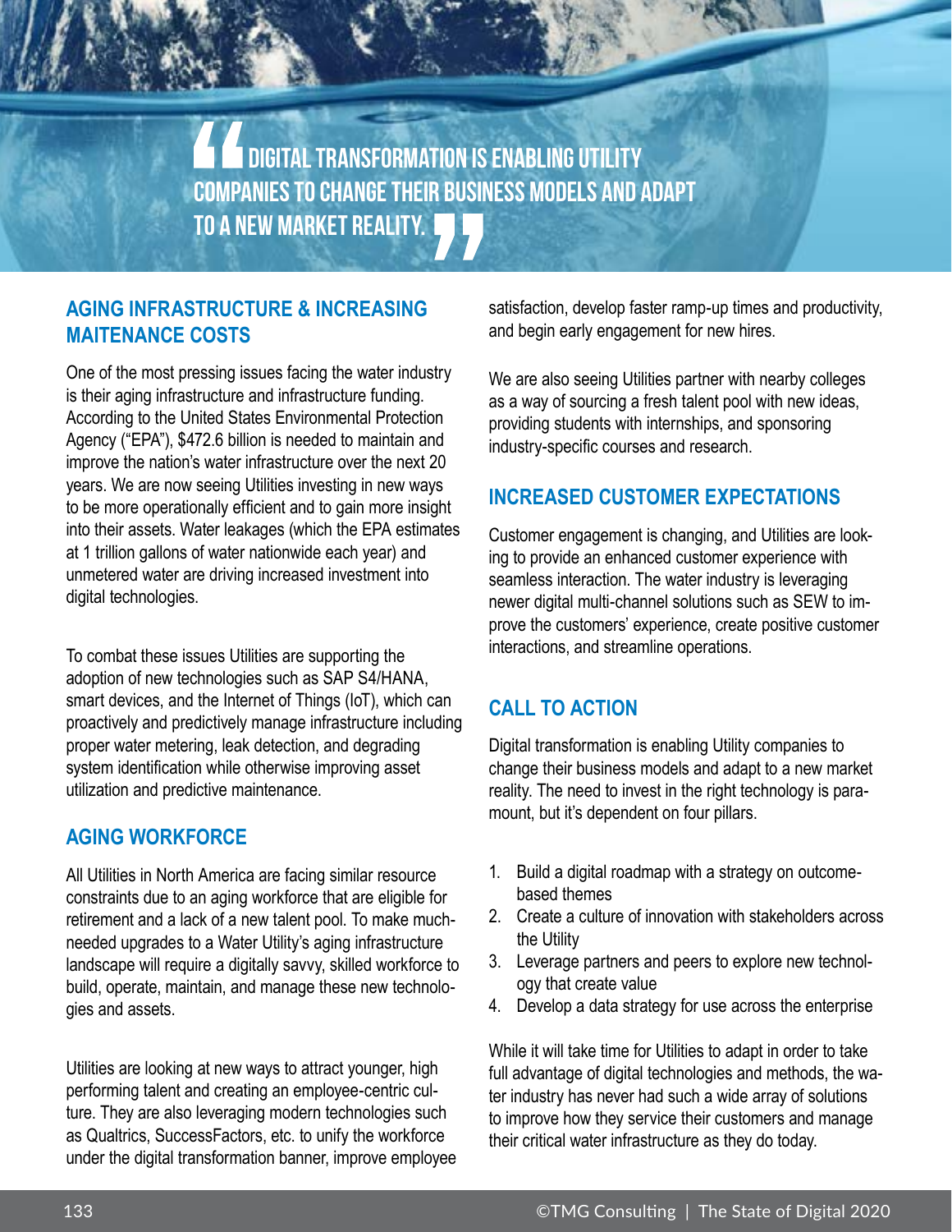> DIGITAL TRANSFORMATION IS ENABLING UTILITY COMPANIES TO CHANGE THEIR BUSINESS MODELS AND ADAPT TO A NEW MARKET REALITY.

## AGING INFRASTRUCTURE & INCREASING MAITENANCE COSTS

One of the most pressing issues facing the water industry is their aging infrastructure and infrastructure funding. According to the United States Environmental Protection Agency ("EPA"), $472.6 billion is needed to maintain and improve the nation's water infrastructure over the next 20 years. We are now seeing Utilities investing in new ways to be more operationally efficient and to gain more insight into their assets. Water leakages (which the EPA estimates at 1 trillion gallons of water nationwide each year) and unmetered water are driving increased investment into digital technologies.

To combat these issues Utilities are supporting the adoption of new technologies such as SAP S4/HANA, smart devices, and the Internet of Things (IoT), which can proactively and predictively manage infrastructure including proper water metering, leak detection, and degrading system identification while otherwise improving asset utilization and predictive maintenance.

## AGING WORKFORCE

All Utilities in North America are facing similar resource constraints due to an aging workforce that are eligible for retirement and a lack of a new talent pool. To make much-needed upgrades to a Water Utility's aging infrastructure landscape will require a digitally savvy, skilled workforce to build, operate, maintain, and manage these new technologies and assets.

Utilities are looking at new ways to attract younger, high performing talent and creating an employee-centric culture. They are also leveraging modern technologies such as Qualtrics, SuccessFactors, etc. to unify the workforce under the digital transformation banner, improve employee satisfaction, develop faster ramp-up times and productivity, and begin early engagement for new hires.

We are also seeing Utilities partner with nearby colleges as a way of sourcing a fresh talent pool with new ideas, providing students with internships, and sponsoring industry-specific courses and research.

## INCREASED CUSTOMER EXPECTATIONS

Customer engagement is changing, and Utilities are looking to provide an enhanced customer experience with seamless interaction. The water industry is leveraging newer digital multi-channel solutions such as SEW to improve the customers' experience, create positive customer interactions, and streamline operations.

## CALL TO ACTION

Digital transformation is enabling Utility companies to change their business models and adapt to a new market reality. The need to invest in the right technology is paramount, but it's dependent on four pillars.

1. Build a digital roadmap with a strategy on outcome-based themes
2. Create a culture of innovation with stakeholders across the Utility
3. Leverage partners and peers to explore new technology that create value
4. Develop a data strategy for use across the enterprise

While it will take time for Utilities to adapt in order to take full advantage of digital technologies and methods, the water industry has never had such a wide array of solutions to improve how they service their customers and manage their critical water infrastructure as they do today.